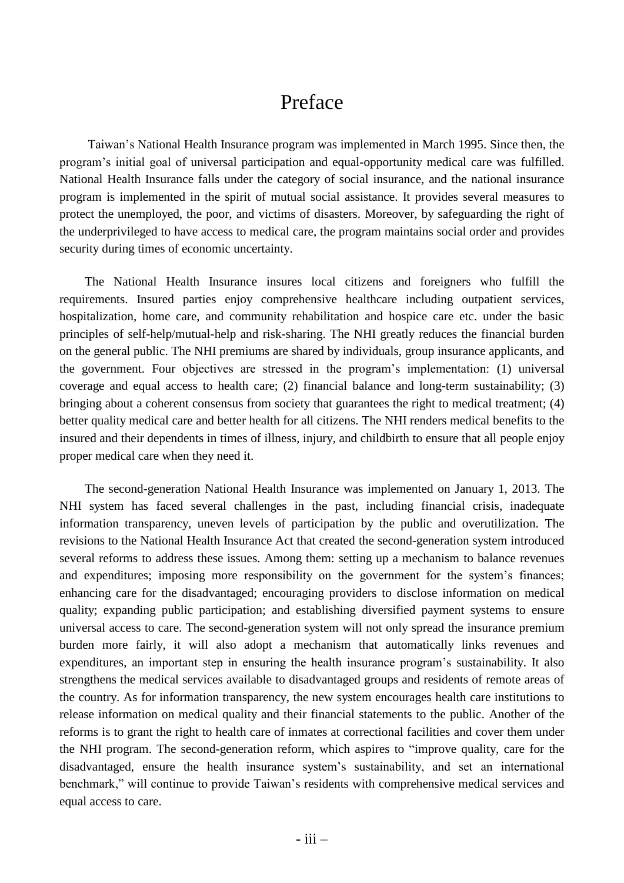# Preface

Taiwan's National Health Insurance program was implemented in March 1995. Since then, the program's initial goal of universal participation and equal-opportunity medical care was fulfilled. National Health Insurance falls under the category of social insurance, and the national insurance program is implemented in the spirit of mutual social assistance. It provides several measures to protect the unemployed, the poor, and victims of disasters. Moreover, by safeguarding the right of the underprivileged to have access to medical care, the program maintains social order and provides security during times of economic uncertainty.

The National Health Insurance insures local citizens and foreigners who fulfill the requirements. Insured parties enjoy comprehensive healthcare including outpatient services, hospitalization, home care, and community rehabilitation and hospice care etc. under the basic principles of self-help/mutual-help and risk-sharing. The NHI greatly reduces the financial burden on the general public. The NHI premiums are shared by individuals, group insurance applicants, and the government. Four objectives are stressed in the program's implementation: (1) universal coverage and equal access to health care; (2) financial balance and long-term sustainability; (3) bringing about a coherent consensus from society that guarantees the right to medical treatment; (4) better quality medical care and better health for all citizens. The NHI renders medical benefits to the insured and their dependents in times of illness, injury, and childbirth to ensure that all people enjoy proper medical care when they need it.

The second-generation National Health Insurance was implemented on January 1, 2013. The NHI system has faced several challenges in the past, including financial crisis, inadequate information transparency, uneven levels of participation by the public and overutilization. The revisions to the National Health Insurance Act that created the second-generation system introduced several reforms to address these issues. Among them: setting up a mechanism to balance revenues and expenditures; imposing more responsibility on the government for the system's finances; enhancing care for the disadvantaged; encouraging providers to disclose information on medical quality; expanding public participation; and establishing diversified payment systems to ensure universal access to care. The second-generation system will not only spread the insurance premium burden more fairly, it will also adopt a mechanism that automatically links revenues and expenditures, an important step in ensuring the health insurance program's sustainability. It also strengthens the medical services available to disadvantaged groups and residents of remote areas of the country. As for information transparency, the new system encourages health care institutions to release information on medical quality and their financial statements to the public. Another of the reforms is to grant the right to health care of inmates at correctional facilities and cover them under the NHI program. The second-generation reform, which aspires to "improve quality, care for the disadvantaged, ensure the health insurance system's sustainability, and set an international benchmark," will continue to provide Taiwan's residents with comprehensive medical services and equal access to care.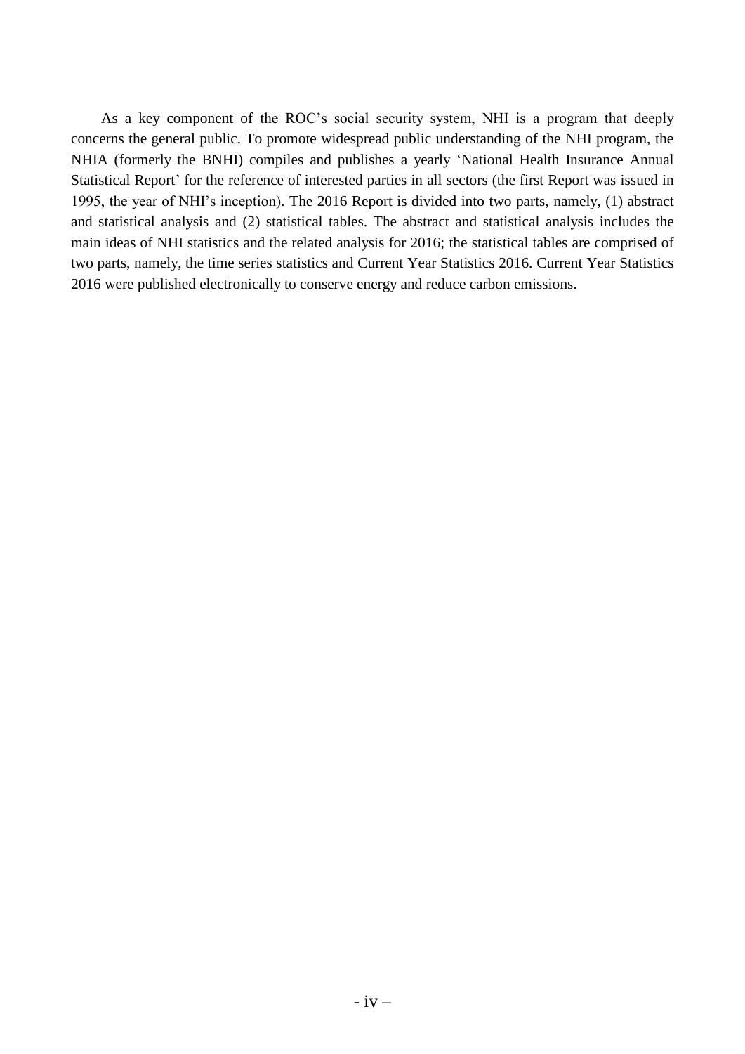As a key component of the ROC's social security system, NHI is a program that deeply concerns the general public. To promote widespread public understanding of the NHI program, the NHIA (formerly the BNHI) compiles and publishes a yearly 'National Health Insurance Annual Statistical Report' for the reference of interested parties in all sectors (the first Report was issued in 1995, the year of NHI's inception). The 2016 Report is divided into two parts, namely, (1) abstract and statistical analysis and (2) statistical tables. The abstract and statistical analysis includes the main ideas of NHI statistics and the related analysis for 2016; the statistical tables are comprised of two parts, namely, the time series statistics and Current Year Statistics 2016. Current Year Statistics 2016 were published electronically to conserve energy and reduce carbon emissions.